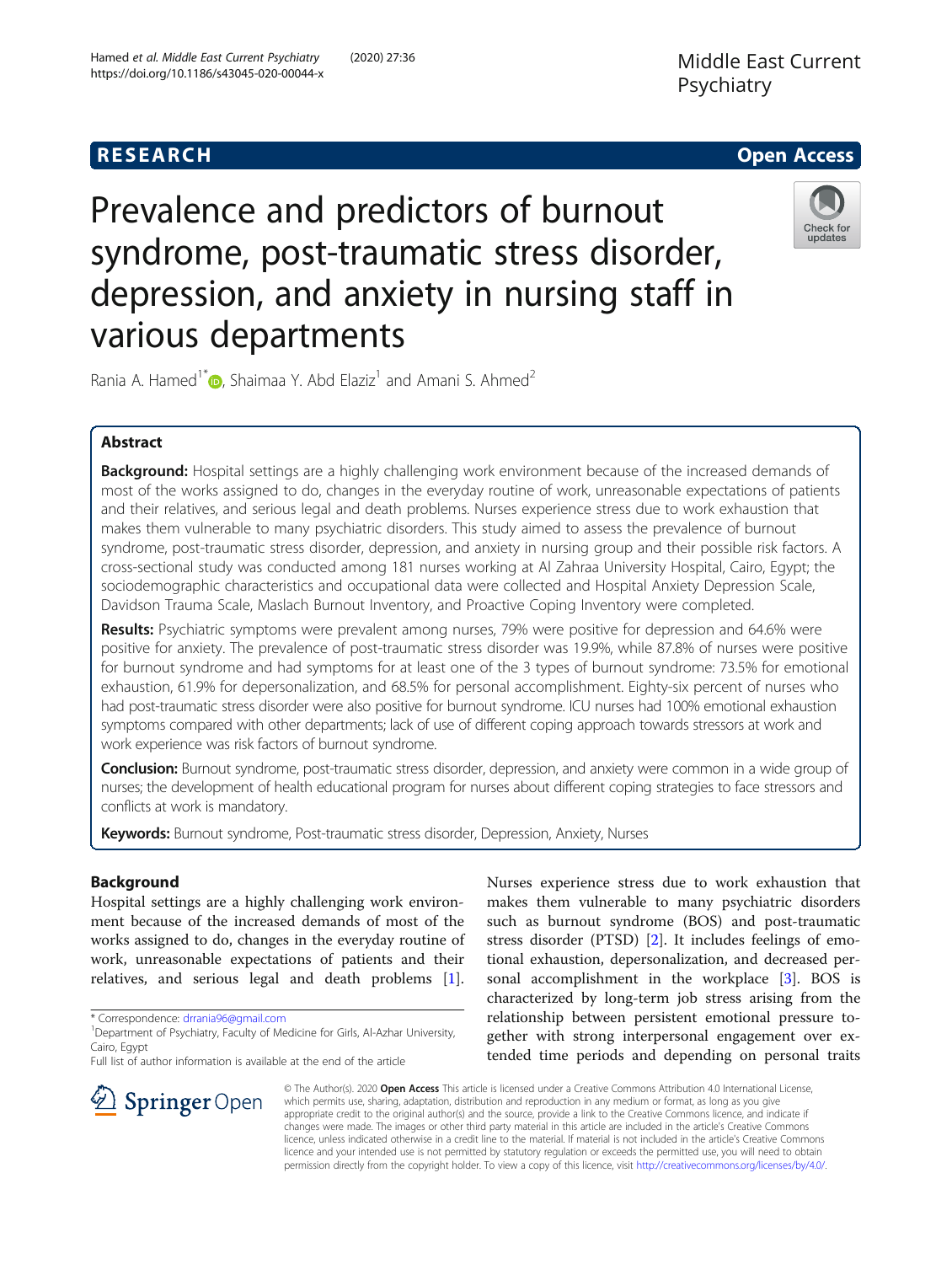RESEARCH

Open Access

# Prevalence and predictors of burnout syndrome, post-traumatic stress disorder, depression, and anxiety in nursing staff in various departments

Rania A. Hamed[1*], Shaimaa Y. Abd Elaziz[1] and Amani S. Ahmed[2]

## Abstract

**Background:** Hospital settings are a highly challenging work environment because of the increased demands of most of the works assigned to do, changes in the everyday routine of work, unreasonable expectations of patients and their relatives, and serious legal and death problems. Nurses experience stress due to work exhaustion that makes them vulnerable to many psychiatric disorders. This study aimed to assess the prevalence of burnout syndrome, post-traumatic stress disorder, depression, and anxiety in nursing group and their possible risk factors. A cross-sectional study was conducted among 181 nurses working at Al Zahraa University Hospital, Cairo, Egypt; the sociodemographic characteristics and occupational data were collected and Hospital Anxiety Depression Scale, Davidson Trauma Scale, Maslach Burnout Inventory, and Proactive Coping Inventory were completed.

**Results:** Psychiatric symptoms were prevalent among nurses, 79% were positive for depression and 64.6% were positive for anxiety. The prevalence of post-traumatic stress disorder was 19.9%, while 87.8% of nurses were positive for burnout syndrome and had symptoms for at least one of the 3 types of burnout syndrome: 73.5% for emotional exhaustion, 61.9% for depersonalization, and 68.5% for personal accomplishment. Eighty-six percent of nurses who had post-traumatic stress disorder were also positive for burnout syndrome. ICU nurses had 100% emotional exhaustion symptoms compared with other departments; lack of use of different coping approach towards stressors at work and work experience was risk factors of burnout syndrome.

**Conclusion:** Burnout syndrome, post-traumatic stress disorder, depression, and anxiety were common in a wide group of nurses; the development of health educational program for nurses about different coping strategies to face stressors and conflicts at work is mandatory.

**Keywords:** Burnout syndrome, Post-traumatic stress disorder, Depression, Anxiety, Nurses

## Background

Hospital settings are a highly challenging work environment because of the increased demands of most of the works assigned to do, changes in the everyday routine of work, unreasonable expectations of patients and their relatives, and serious legal and death problems [1]. Nurses experience stress due to work exhaustion that makes them vulnerable to many psychiatric disorders such as burnout syndrome (BOS) and post-traumatic stress disorder (PTSD) [2]. It includes feelings of emotional exhaustion, depersonalization, and decreased personal accomplishment in the workplace [3]. BOS is characterized by long-term job stress arising from the relationship between persistent emotional pressure together with strong interpersonal engagement over extended time periods and depending on personal traits

\* Correspondence: drrania96@gmail.com
[1]Department of Psychiatry, Faculty of Medicine for Girls, Al-Azhar University, Cairo, Egypt
Full list of author information is available at the end of the article

© The Author(s). 2020 **Open Access** This article is licensed under a Creative Commons Attribution 4.0 International License, which permits use, sharing, adaptation, distribution and reproduction in any medium or format, as long as you give appropriate credit to the original author(s) and the source, provide a link to the Creative Commons licence, and indicate if changes were made. The images or other third party material in this article are included in the article's Creative Commons licence, unless indicated otherwise in a credit line to the material. If material is not included in the article's Creative Commons licence and your intended use is not permitted by statutory regulation or exceeds the permitted use, you will need to obtain permission directly from the copyright holder. To view a copy of this licence, visit http://creativecommons.org/licenses/by/4.0/.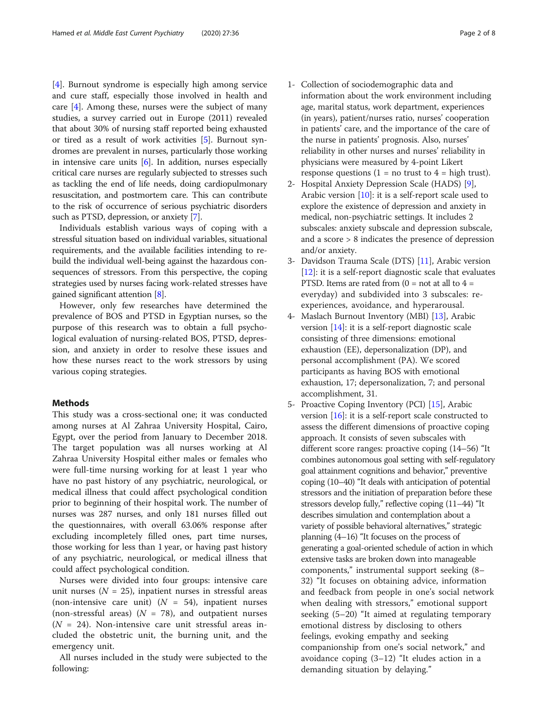[4]. Burnout syndrome is especially high among service and cure staff, especially those involved in health and care [4]. Among these, nurses were the subject of many studies, a survey carried out in Europe (2011) revealed that about 30% of nursing staff reported being exhausted or tired as a result of work activities [5]. Burnout syndromes are prevalent in nurses, particularly those working in intensive care units [6]. In addition, nurses especially critical care nurses are regularly subjected to stresses such as tackling the end of life needs, doing cardiopulmonary resuscitation, and postmortem care. This can contribute to the risk of occurrence of serious psychiatric disorders such as PTSD, depression, or anxiety [7].

Individuals establish various ways of coping with a stressful situation based on individual variables, situational requirements, and the available facilities intending to rebuild the individual well-being against the hazardous consequences of stressors. From this perspective, the coping strategies used by nurses facing work-related stresses have gained significant attention [8].

However, only few researches have determined the prevalence of BOS and PTSD in Egyptian nurses, so the purpose of this research was to obtain a full psychological evaluation of nursing-related BOS, PTSD, depression, and anxiety in order to resolve these issues and how these nurses react to the work stressors by using various coping strategies.

## Methods

This study was a cross-sectional one; it was conducted among nurses at Al Zahraa University Hospital, Cairo, Egypt, over the period from January to December 2018. The target population was all nurses working at Al Zahraa University Hospital either males or females who were full-time nursing working for at least 1 year who have no past history of any psychiatric, neurological, or medical illness that could affect psychological condition prior to beginning of their hospital work. The number of nurses was 287 nurses, and only 181 nurses filled out the questionnaires, with overall 63.06% response after excluding incompletely filled ones, part time nurses, those working for less than 1 year, or having past history of any psychiatric, neurological, or medical illness that could affect psychological condition.

Nurses were divided into four groups: intensive care unit nurses ($N$ = 25), inpatient nurses in stressful areas (non-intensive care unit) ($N$ = 54), inpatient nurses (non-stressful areas) ($N$ = 78), and outpatient nurses ($N$ = 24). Non-intensive care unit stressful areas included the obstetric unit, the burning unit, and the emergency unit.

All nurses included in the study were subjected to the following:

1- Collection of sociodemographic data and information about the work environment including age, marital status, work department, experiences (in years), patient/nurses ratio, nurses' cooperation in patients' care, and the importance of the care of the nurse in patients' prognosis. Also, nurses' reliability in other nurses and nurses' reliability in physicians were measured by 4-point Likert response questions (1 = no trust to 4 = high trust).

2- Hospital Anxiety Depression Scale (HADS) [9], Arabic version [10]: it is a self-report scale used to explore the existence of depression and anxiety in medical, non-psychiatric settings. It includes 2 subscales: anxiety subscale and depression subscale, and a score > 8 indicates the presence of depression and/or anxiety.

3- Davidson Trauma Scale (DTS) [11], Arabic version [12]: it is a self-report diagnostic scale that evaluates PTSD. Items are rated from (0 = not at all to 4 = everyday) and subdivided into 3 subscales: re-experiences, avoidance, and hyperarousal.

4- Maslach Burnout Inventory (MBI) [13], Arabic version [14]: it is a self-report diagnostic scale consisting of three dimensions: emotional exhaustion (EE), depersonalization (DP), and personal accomplishment (PA). We scored participants as having BOS with emotional exhaustion, 17; depersonalization, 7; and personal accomplishment, 31.

5- Proactive Coping Inventory (PCI) [15], Arabic version [16]: it is a self-report scale constructed to assess the different dimensions of proactive coping approach. It consists of seven subscales with different score ranges: proactive coping (14–56) "It combines autonomous goal setting with self-regulatory goal attainment cognitions and behavior," preventive coping (10–40) "It deals with anticipation of potential stressors and the initiation of preparation before these stressors develop fully," reflective coping (11–44) "It describes simulation and contemplation about a variety of possible behavioral alternatives," strategic planning (4–16) "It focuses on the process of generating a goal-oriented schedule of action in which extensive tasks are broken down into manageable components," instrumental support seeking (8–32) "It focuses on obtaining advice, information and feedback from people in one's social network when dealing with stressors," emotional support seeking (5–20) "It aimed at regulating temporary emotional distress by disclosing to others feelings, evoking empathy and seeking companionship from one's social network," and avoidance coping (3–12) "It eludes action in a demanding situation by delaying."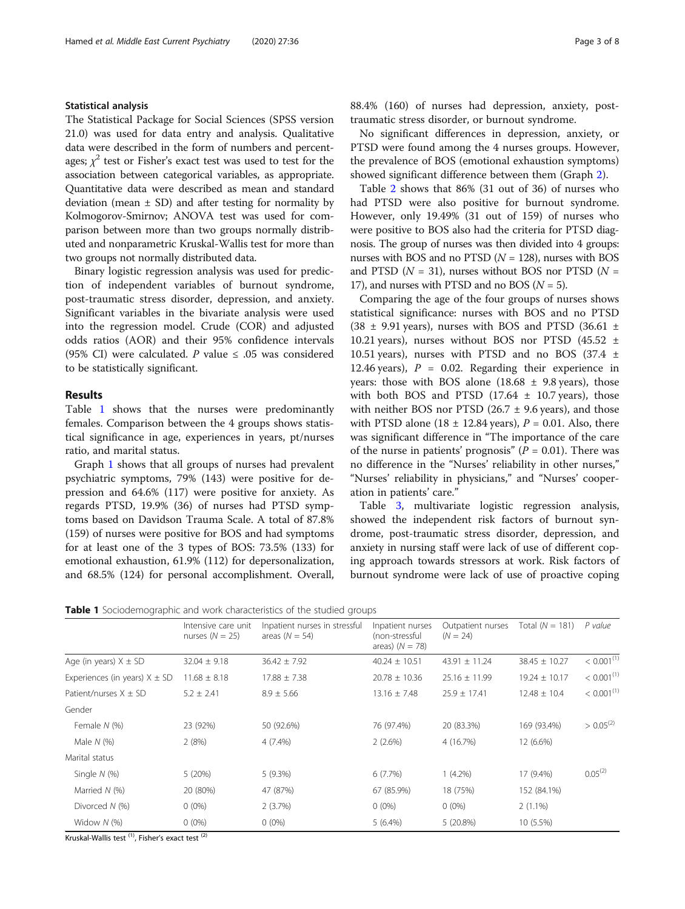### Statistical analysis

The Statistical Package for Social Sciences (SPSS version 21.0) was used for data entry and analysis. Qualitative data were described in the form of numbers and percentages; $\chi^2$ test or Fisher's exact test was used to test for the association between categorical variables, as appropriate. Quantitative data were described as mean and standard deviation (mean ± SD) and after testing for normality by Kolmogorov-Smirnov; ANOVA test was used for comparison between more than two groups normally distributed and nonparametric Kruskal-Wallis test for more than two groups not normally distributed data.

Binary logistic regression analysis was used for prediction of independent variables of burnout syndrome, post-traumatic stress disorder, depression, and anxiety. Significant variables in the bivariate analysis were used into the regression model. Crude (COR) and adjusted odds ratios (AOR) and their 95% confidence intervals (95% CI) were calculated. $P$ value ≤ .05 was considered to be statistically significant.

## Results

Table 1 shows that the nurses were predominantly females. Comparison between the 4 groups shows statistical significance in age, experiences in years, pt/nurses ratio, and marital status.

Graph 1 shows that all groups of nurses had prevalent psychiatric symptoms, 79% (143) were positive for depression and 64.6% (117) were positive for anxiety. As regards PTSD, 19.9% (36) of nurses had PTSD symptoms based on Davidson Trauma Scale. A total of 87.8% (159) of nurses were positive for BOS and had symptoms for at least one of the 3 types of BOS: 73.5% (133) for emotional exhaustion, 61.9% (112) for depersonalization, and 68.5% (124) for personal accomplishment. Overall, 88.4% (160) of nurses had depression, anxiety, post-traumatic stress disorder, or burnout syndrome.

No significant differences in depression, anxiety, or PTSD were found among the 4 nurses groups. However, the prevalence of BOS (emotional exhaustion symptoms) showed significant difference between them (Graph 2).

Table 2 shows that 86% (31 out of 36) of nurses who had PTSD were also positive for burnout syndrome. However, only 19.49% (31 out of 159) of nurses who were positive to BOS also had the criteria for PTSD diagnosis. The group of nurses was then divided into 4 groups: nurses with BOS and no PTSD ($N$ = 128), nurses with BOS and PTSD ($N$ = 31), nurses without BOS nor PTSD ($N$ = 17), and nurses with PTSD and no BOS ($N$ = 5).

Comparing the age of the four groups of nurses shows statistical significance: nurses with BOS and no PTSD (38 ± 9.91 years), nurses with BOS and PTSD (36.61 ± 10.21 years), nurses without BOS nor PTSD (45.52 ± 10.51 years), nurses with PTSD and no BOS (37.4 ± 12.46 years), $P$ = 0.02. Regarding their experience in years: those with BOS alone (18.68 ± 9.8 years), those with both BOS and PTSD (17.64 ± 10.7 years), those with neither BOS nor PTSD (26.7 ± 9.6 years), and those with PTSD alone (18 ± 12.84 years), $P$ = 0.01. Also, there was significant difference in "The importance of the care of the nurse in patients' prognosis" ($P$ = 0.01). There was no difference in the "Nurses' reliability in other nurses," "Nurses' reliability in physicians," and "Nurses' cooperation in patients' care."

Table 3, multivariate logistic regression analysis, showed the independent risk factors of burnout syndrome, post-traumatic stress disorder, depression, and anxiety in nursing staff were lack of use of different coping approach towards stressors at work. Risk factors of burnout syndrome were lack of use of proactive coping

**Table 1** Sociodemographic and work characteristics of the studied groups

| | Intensive care unit nurses ($N$ = 25) | Inpatient nurses in stressful areas ($N$ = 54) | Inpatient nurses (non-stressful areas) ($N$ = 78) | Outpatient nurses ($N$ = 24) | Total ($N$ = 181) | P value |
|---|---|---|---|---|---|---|
| Age (in years) X ± SD | 32.04 ± 9.18 | 36.42 ± 7.92 | 40.24 ± 10.51 | 43.91 ± 11.24 | 38.45 ± 10.27 | < 0.001(1) |
| Experiences (in years) X ± SD | 11.68 ± 8.18 | 17.88 ± 7.38 | 20.78 ± 10.36 | 25.16 ± 11.99 | 19.24 ± 10.17 | < 0.001(1) |
| Patient/nurses X ± SD | 5.2 ± 2.41 | 8.9 ± 5.66 | 13.16 ± 7.48 | 25.9 ± 17.41 | 12.48 ± 10.4 | < 0.001(1) |
| Gender | | | | | | |
| Female N (%) | 23 (92%) | 50 (92.6%) | 76 (97.4%) | 20 (83.3%) | 169 (93.4%) | > 0.05(2) |
| Male N (%) | 2 (8%) | 4 (7.4%) | 2 (2.6%) | 4 (16.7%) | 12 (6.6%) | |
| Marital status | | | | | | |
| Single N (%) | 5 (20%) | 5 (9.3%) | 6 (7.7%) | 1 (4.2%) | 17 (9.4%) | 0.05(2) |
| Married N (%) | 20 (80%) | 47 (87%) | 67 (85.9%) | 18 (75%) | 152 (84.1%) | |
| Divorced N (%) | 0 (0%) | 2 (3.7%) | 0 (0%) | 0 (0%) | 2 (1.1%) | |
| Widow N (%) | 0 (0%) | 0 (0%) | 5 (6.4%) | 5 (20.8%) | 10 (5.5%) | |

Kruskal-Wallis test (1), Fisher's exact test (2)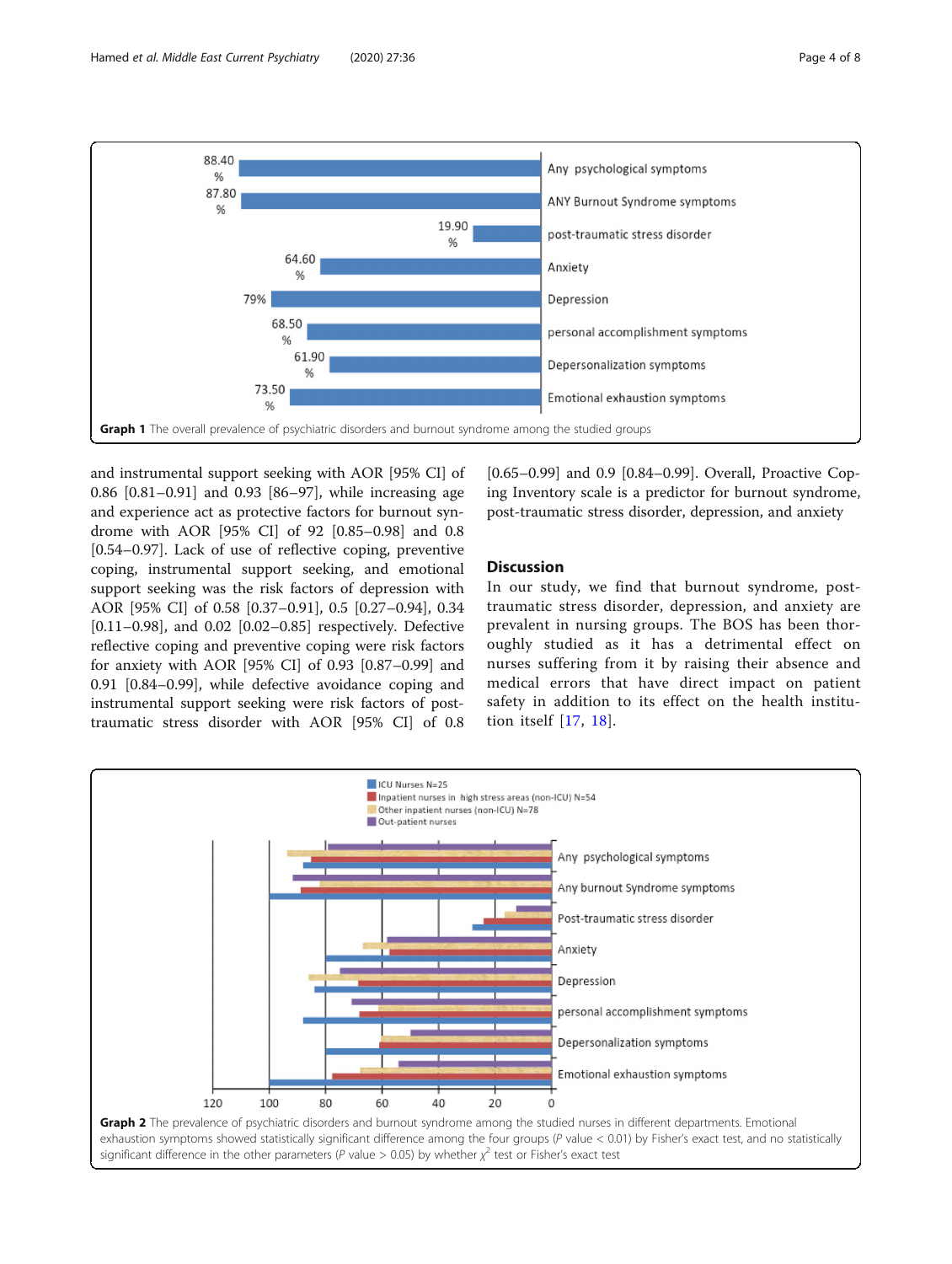Graph 1 The overall prevalence of psychiatric disorders and burnout syndrome among the studied groups

and instrumental support seeking with AOR [95% CI] of 0.86 [0.81–0.91] and 0.93 [86–97], while increasing age and experience act as protective factors for burnout syndrome with AOR [95% CI] of 92 [0.85–0.98] and 0.8 [0.54–0.97]. Lack of use of reflective coping, preventive coping, instrumental support seeking, and emotional support seeking was the risk factors of depression with AOR [95% CI] of 0.58 [0.37–0.91], 0.5 [0.27–0.94], 0.34 [0.11–0.98], and 0.02 [0.02–0.85] respectively. Defective reflective coping and preventive coping were risk factors for anxiety with AOR [95% CI] of 0.93 [0.87–0.99] and 0.91 [0.84–0.99], while defective avoidance coping and instrumental support seeking were risk factors of post-traumatic stress disorder with AOR [95% CI] of 0.8 [0.65–0.99] and 0.9 [0.84–0.99]. Overall, Proactive Coping Inventory scale is a predictor for burnout syndrome, post-traumatic stress disorder, depression, and anxiety

## Discussion

In our study, we find that burnout syndrome, post-traumatic stress disorder, depression, and anxiety are prevalent in nursing groups. The BOS has been thoroughly studied as it has a detrimental effect on nurses suffering from it by raising their absence and medical errors that have direct impact on patient safety in addition to its effect on the health institution itself [17, 18].

Graph 2 The prevalence of psychiatric disorders and burnout syndrome among the studied nurses in different departments. Emotional exhaustion symptoms showed statistically significant difference among the four groups (*P* value < 0.01) by Fisher's exact test, and no statistically significant difference in the other parameters (*P* value > 0.05) by whether $\chi^2$ test or Fisher's exact test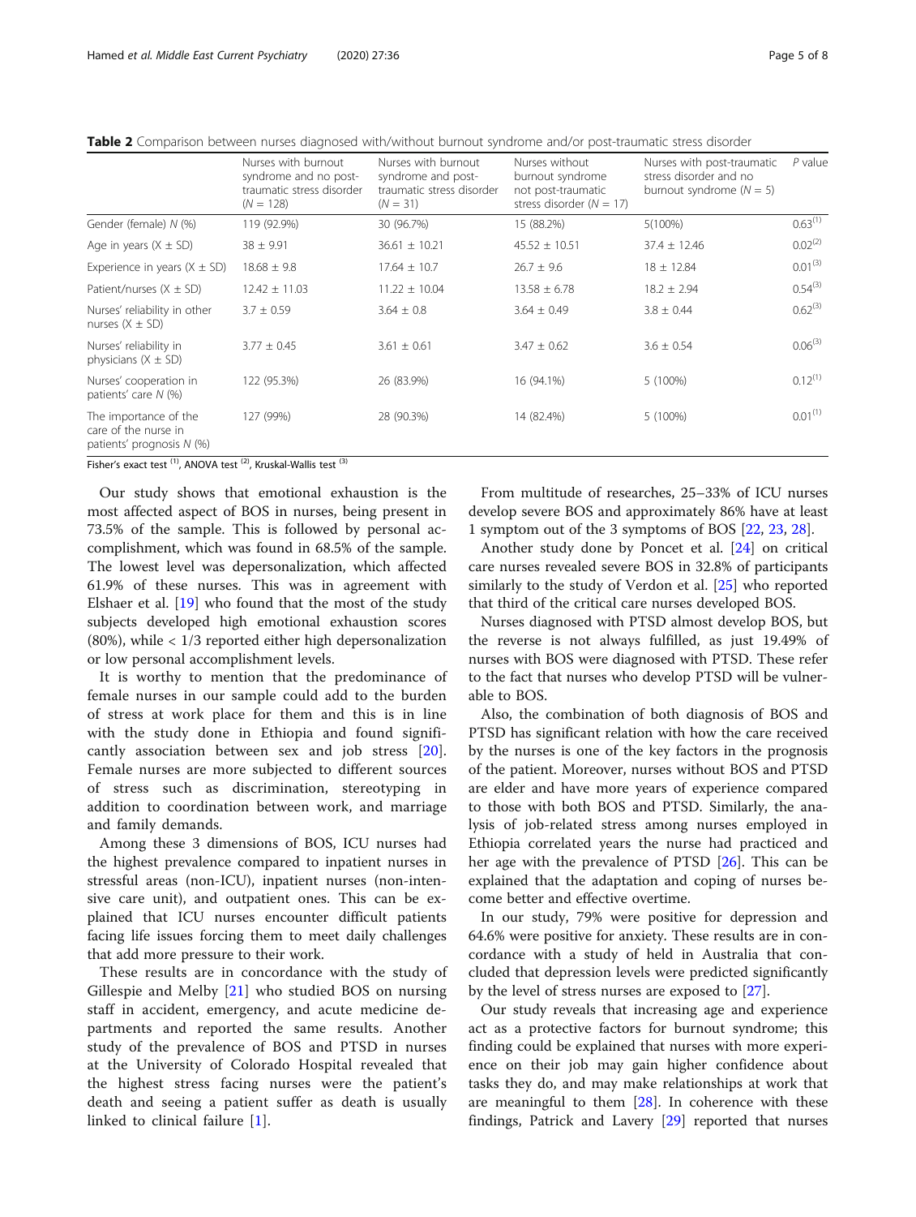**Table 2** Comparison between nurses diagnosed with/without burnout syndrome and/or post-traumatic stress disorder

| | Nurses with burnout syndrome and no post-traumatic stress disorder ($N$ = 128) | Nurses with burnout syndrome and post-traumatic stress disorder ($N$ = 31) | Nurses without burnout syndrome not post-traumatic stress disorder ($N$ = 17) | Nurses with post-traumatic stress disorder and no burnout syndrome ($N$ = 5) | *P* value |
|---|---|---|---|---|---|
| Gender (female) *N* (%) | 119 (92.9%) | 30 (96.7%) | 15 (88.2%) | 5(100%) | 0.63[(1)] |
| Age in years (X ± SD) | 38 ± 9.91 | 36.61 ± 10.21 | 45.52 ± 10.51 | 37.4 ± 12.46 | 0.02[(2)] |
| Experience in years (X ± SD) | 18.68 ± 9.8 | 17.64 ± 10.7 | 26.7 ± 9.6 | 18 ± 12.84 | 0.01[(3)] |
| Patient/nurses (X ± SD) | 12.42 ± 11.03 | 11.22 ± 10.04 | 13.58 ± 6.78 | 18.2 ± 2.94 | 0.54[(3)] |
| Nurses' reliability in other nurses (X ± SD) | 3.7 ± 0.59 | 3.64 ± 0.8 | 3.64 ± 0.49 | 3.8 ± 0.44 | 0.62[(3)] |
| Nurses' reliability in physicians (X ± SD) | 3.77 ± 0.45 | 3.61 ± 0.61 | 3.47 ± 0.62 | 3.6 ± 0.54 | 0.06[(3)] |
| Nurses' cooperation in patients' care *N* (%) | 122 (95.3%) | 26 (83.9%) | 16 (94.1%) | 5 (100%) | 0.12[(1)] |
| The importance of the care of the nurse in patients' prognosis *N* (%) | 127 (99%) | 28 (90.3%) | 14 (82.4%) | 5 (100%) | 0.01[(1)] |

Fisher's exact test [(1)], ANOVA test [(2)], Kruskal-Wallis test [(3)]

Our study shows that emotional exhaustion is the most affected aspect of BOS in nurses, being present in 73.5% of the sample. This is followed by personal accomplishment, which was found in 68.5% of the sample. The lowest level was depersonalization, which affected 61.9% of these nurses. This was in agreement with Elshaer et al. [19] who found that the most of the study subjects developed high emotional exhaustion scores (80%), while < 1/3 reported either high depersonalization or low personal accomplishment levels.

It is worthy to mention that the predominance of female nurses in our sample could add to the burden of stress at work place for them and this is in line with the study done in Ethiopia and found significantly association between sex and job stress [20]. Female nurses are more subjected to different sources of stress such as discrimination, stereotyping in addition to coordination between work, and marriage and family demands.

Among these 3 dimensions of BOS, ICU nurses had the highest prevalence compared to inpatient nurses in stressful areas (non-ICU), inpatient nurses (non-intensive care unit), and outpatient ones. This can be explained that ICU nurses encounter difficult patients facing life issues forcing them to meet daily challenges that add more pressure to their work.

These results are in concordance with the study of Gillespie and Melby [21] who studied BOS on nursing staff in accident, emergency, and acute medicine departments and reported the same results. Another study of the prevalence of BOS and PTSD in nurses at the University of Colorado Hospital revealed that the highest stress facing nurses were the patient's death and seeing a patient suffer as death is usually linked to clinical failure [1].

From multitude of researches, 25–33% of ICU nurses develop severe BOS and approximately 86% have at least 1 symptom out of the 3 symptoms of BOS [22, 23, 28].

Another study done by Poncet et al. [24] on critical care nurses revealed severe BOS in 32.8% of participants similarly to the study of Verdon et al. [25] who reported that third of the critical care nurses developed BOS.

Nurses diagnosed with PTSD almost develop BOS, but the reverse is not always fulfilled, as just 19.49% of nurses with BOS were diagnosed with PTSD. These refer to the fact that nurses who develop PTSD will be vulnerable to BOS.

Also, the combination of both diagnosis of BOS and PTSD has significant relation with how the care received by the nurses is one of the key factors in the prognosis of the patient. Moreover, nurses without BOS and PTSD are elder and have more years of experience compared to those with both BOS and PTSD. Similarly, the analysis of job-related stress among nurses employed in Ethiopia correlated years the nurse had practiced and her age with the prevalence of PTSD [26]. This can be explained that the adaptation and coping of nurses become better and effective overtime.

In our study, 79% were positive for depression and 64.6% were positive for anxiety. These results are in concordance with a study of held in Australia that concluded that depression levels were predicted significantly by the level of stress nurses are exposed to [27].

Our study reveals that increasing age and experience act as a protective factors for burnout syndrome; this finding could be explained that nurses with more experience on their job may gain higher confidence about tasks they do, and may make relationships at work that are meaningful to them [28]. In coherence with these findings, Patrick and Lavery [29] reported that nurses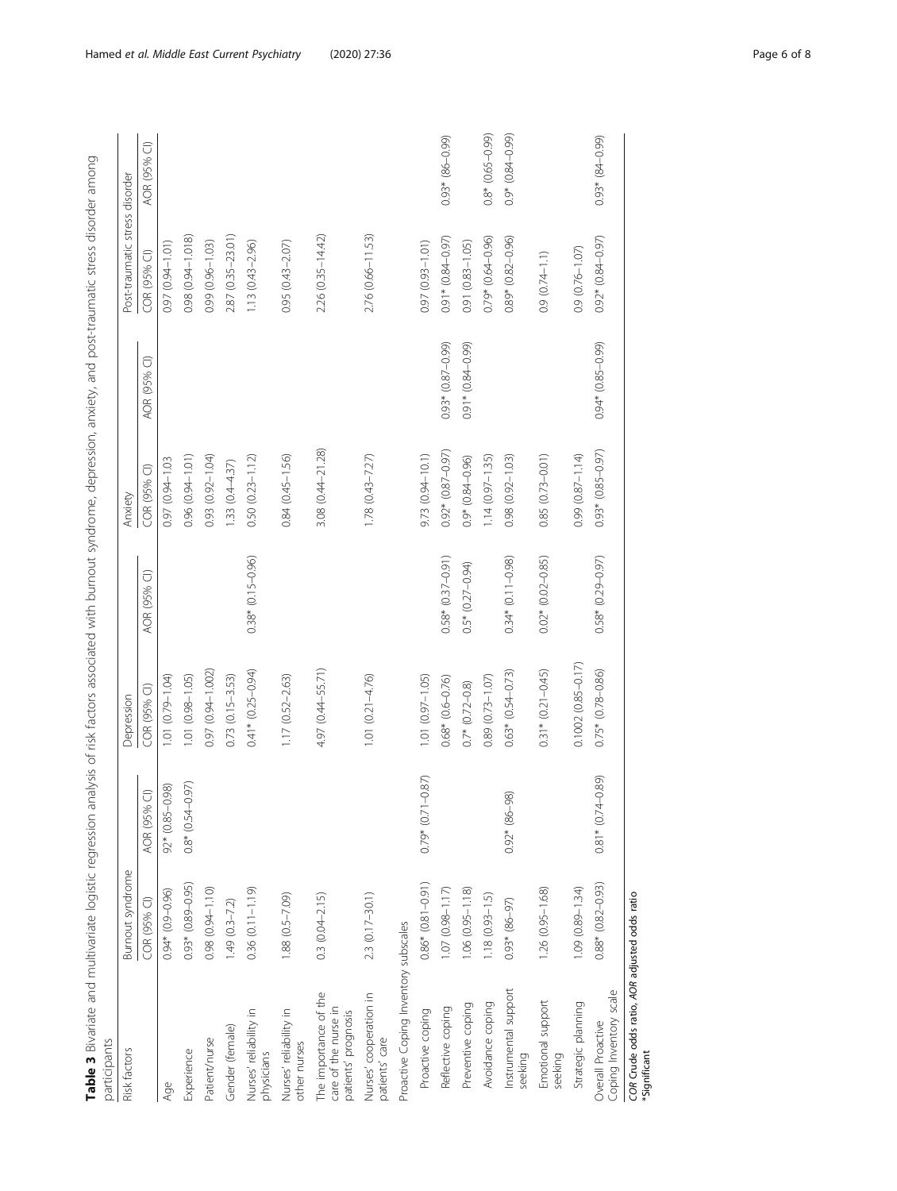**Table 3** Bivariate and multivariate logistic regression analysis of risk factors associated with burnout syndrome, depression, anxiety, and post-traumatic stress disorder among participants

| Risk factors | Burnout syndrome | | Depression | | Anxiety | | Post-traumatic stress disorder | |
|---|---|---|---|---|---|---|---|---|
| | COR (95% CI) | AOR (95% CI) | COR (95% CI) | AOR (95% CI) | COR (95% CI) | AOR (95% CI) | COR (95% CI) | AOR (95% CI) |
| Age | 0.94* (0.9–0.96) | 92* (0.85–0.98) | 1.01 (0.79–1.04) | | 0.97 (0.94–1.03 | | 0.97 (0.94–1.01) | |
| Experience | 0.93* (0.89–0.95) | 0.8* (0.54–0.97) | 1.01 (0.98–1.05) | | 0.96 (0.94–1.01) | | 0.98 (0.94–1.018) | |
| Patient/nurse | 0.98 (0.94–1.10) | | 0.97 (0.94–1.002) | | 0.93 (0.92–1.04) | | 0.99 (0.96–1.03) | |
| Gender (female) | 1.49 (0.3–7.2) | | 0.73 (0.15–3.53) | | 1.33 (0.4–4.37) | | 2.87 (0.35–23.01) | |
| Nurses' reliability in physicians | 0.36 (0.11–1.19) | | 0.41* (0.25–0.94) | 0.38* (0.15–0.96) | 0.50 (0.23–1.12) | | 1.13 (0.43–2.96) | |
| Nurses' reliability in other nurses | 1.88 (0.5–7.09) | | 1.17 (0.52–2.63) | | 0.84 (0.45–1.56) | | 0.95 (0.43–2.07) | |
| The importance of the care of the nurse in patients' prognosis | 0.3 (0.04–2.15) | | 4.97 (0.44–55.71) | | 3.08 (0.44–21.28) | | 2.26 (0.35–14.42) | |
| Nurses' cooperation in patients' care | 2.3 (0.17–30.1) | | 1.01 (0.21–4.76) | | 1.78 (0.43–7.27) | | 2.76 (0.66–11.53) | |
| Proactive Coping Inventory subscales | | | | | | | | |
| Proactive coping | 0.86* (0.81–0.91) | 0.79* (0.71–0.87) | 1.01 (0.97–1.05) | | 9.73 (0.94–10.1) | | 0.97 (0.93–1.01) | |
| Reflective coping | 1.07 (0.98–1.17) | | 0.68* (0.6–0.76) | 0.58* (0.37–0.91) | 0.92* (0.87–0.97) | 0.93* (0.87–0.99) | 0.91* (0.84–0.97) | 0.93* (86–0.99) |
| Preventive coping | 1.06 (0.95–1.18) | | 0.7* (0.72–0.8) | 0.5* (0.27–0.94) | 0.9* (0.84–0.96) | 0.91* (0.84–0.99) | 0.91 (0.83–1.05) | |
| Avoidance coping | 1.18 (0.93–1.5) | | 0.89 (0.73–1.07) | | 1.14 (0.97–1.35) | | 0.79* (0.64–0.96) | 0.8* (0.65–0.99) |
| Instrumental support seeking | 0.93* (86–97) | 0.92* (86–98) | 0.63* (0.54–0.73) | 0.34* (0.11–0.98) | 0.98 (0.92–1.03) | | 0.89* (0.82–0.96) | 0.9* (0.84–0.99) |
| Emotional support seeking | 1.26 (0.95–1.68) | | 0.31* (0.21–0.45) | 0.02* (0.02–0.85) | 0.85 (0.73–0.01) | | 0.9 (0.74–1.1) | |
| Strategic planning | 1.09 (0.89–1.34) | | 0.1002 (0.85–0.17) | | 0.99 (0.87–1.14) | | 0.9 (0.76–1.07) | |
| Overall Proactive Coping Inventory scale | 0.88* (0.82–0.93) | 0.81* (0.74–0.89) | 0.75* (0.78–0.86) | 0.58* (0.29–0.97) | 0.93* (0.85–0.97) | 0.94* (0.85–0.99) | 0.92* (0.84–0.97) | 0.93* (84–0.99) |

*COR* Crude odds ratio, *AOR* adjusted odds ratio
*Significant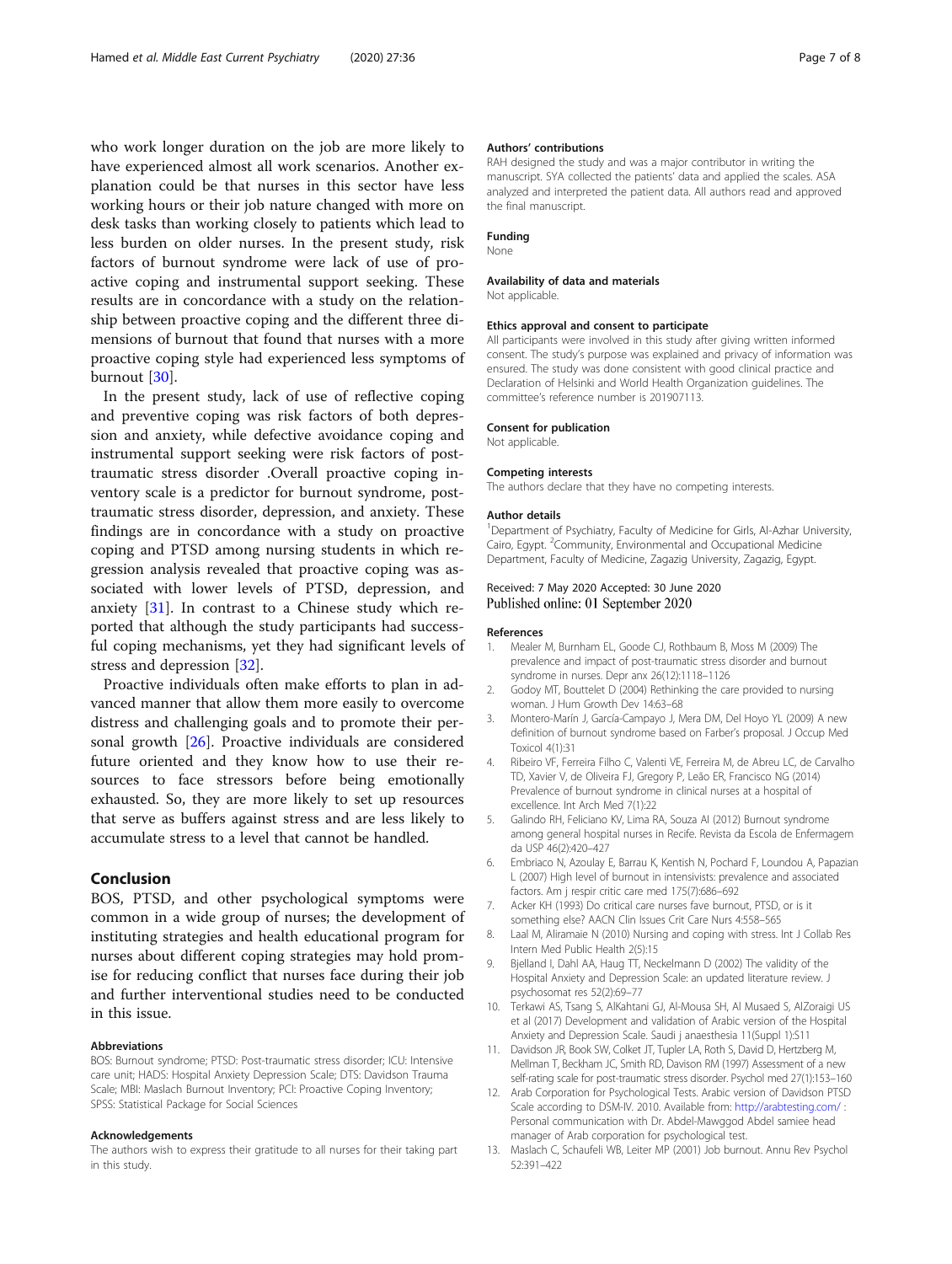who work longer duration on the job are more likely to have experienced almost all work scenarios. Another explanation could be that nurses in this sector have less working hours or their job nature changed with more on desk tasks than working closely to patients which lead to less burden on older nurses. In the present study, risk factors of burnout syndrome were lack of use of proactive coping and instrumental support seeking. These results are in concordance with a study on the relationship between proactive coping and the different three dimensions of burnout that found that nurses with a more proactive coping style had experienced less symptoms of burnout [30].

In the present study, lack of use of reflective coping and preventive coping was risk factors of both depression and anxiety, while defective avoidance coping and instrumental support seeking were risk factors of post-traumatic stress disorder .Overall proactive coping inventory scale is a predictor for burnout syndrome, post-traumatic stress disorder, depression, and anxiety. These findings are in concordance with a study on proactive coping and PTSD among nursing students in which regression analysis revealed that proactive coping was associated with lower levels of PTSD, depression, and anxiety [31]. In contrast to a Chinese study which reported that although the study participants had successful coping mechanisms, yet they had significant levels of stress and depression [32].

Proactive individuals often make efforts to plan in advanced manner that allow them more easily to overcome distress and challenging goals and to promote their personal growth [26]. Proactive individuals are considered future oriented and they know how to use their resources to face stressors before being emotionally exhausted. So, they are more likely to set up resources that serve as buffers against stress and are less likely to accumulate stress to a level that cannot be handled.

## Conclusion

BOS, PTSD, and other psychological symptoms were common in a wide group of nurses; the development of instituting strategies and health educational program for nurses about different coping strategies may hold promise for reducing conflict that nurses face during their job and further interventional studies need to be conducted in this issue.

#### Abbreviations

BOS: Burnout syndrome; PTSD: Post-traumatic stress disorder; ICU: Intensive care unit; HADS: Hospital Anxiety Depression Scale; DTS: Davidson Trauma Scale; MBI: Maslach Burnout Inventory; PCI: Proactive Coping Inventory; SPSS: Statistical Package for Social Sciences

#### Acknowledgements

The authors wish to express their gratitude to all nurses for their taking part in this study.

#### Authors' contributions

RAH designed the study and was a major contributor in writing the manuscript. SYA collected the patients' data and applied the scales. ASA analyzed and interpreted the patient data. All authors read and approved the final manuscript.

#### Funding

None

#### Availability of data and materials

Not applicable.

#### Ethics approval and consent to participate

All participants were involved in this study after giving written informed consent. The study's purpose was explained and privacy of information was ensured. The study was done consistent with good clinical practice and Declaration of Helsinki and World Health Organization guidelines. The committee's reference number is 201907113.

#### Consent for publication

Not applicable.

#### Competing interests

The authors declare that they have no competing interests.

#### Author details

[1]Department of Psychiatry, Faculty of Medicine for Girls, Al-Azhar University, Cairo, Egypt. [2]Community, Environmental and Occupational Medicine Department, Faculty of Medicine, Zagazig University, Zagazig, Egypt.

Received: 7 May 2020 Accepted: 30 June 2020
Published online: 01 September 2020

#### References

1. Mealer M, Burnham EL, Goode CJ, Rothbaum B, Moss M (2009) The prevalence and impact of post-traumatic stress disorder and burnout syndrome in nurses. Depr anx 26(12):1118–1126
2. Godoy MT, Bouttelet D (2004) Rethinking the care provided to nursing woman. J Hum Growth Dev 14:63–68
3. Montero-Marín J, García-Campayo J, Mera DM, Del Hoyo YL (2009) A new definition of burnout syndrome based on Farber's proposal. J Occup Med Toxicol 4(1):31
4. Ribeiro VF, Ferreira Filho C, Valenti VE, Ferreira M, de Abreu LC, de Carvalho TD, Xavier V, de Oliveira FJ, Gregory P, Leão ER, Francisco NG (2014) Prevalence of burnout syndrome in clinical nurses at a hospital of excellence. Int Arch Med 7(1):22
5. Galindo RH, Feliciano KV, Lima RA, Souza AI (2012) Burnout syndrome among general hospital nurses in Recife. Revista da Escola de Enfermagem da USP 46(2):420–427
6. Embriaco N, Azoulay E, Barrau K, Kentish N, Pochard F, Loundou A, Papazian L (2007) High level of burnout in intensivists: prevalence and associated factors. Am j respir critic care med 175(7):686–692
7. Acker KH (1993) Do critical care nurses fave burnout, PTSD, or is it something else? AACN Clin Issues Crit Care Nurs 4:558–565
8. Laal M, Aliramaie N (2010) Nursing and coping with stress. Int J Collab Res Intern Med Public Health 2(5):15
9. Bjelland I, Dahl AA, Haug TT, Neckelmann D (2002) The validity of the Hospital Anxiety and Depression Scale: an updated literature review. J psychosomat res 52(2):69–77
10. Terkawi AS, Tsang S, AlKahtani GJ, Al-Mousa SH, Al Musaed S, AlZoraigi US et al (2017) Development and validation of Arabic version of the Hospital Anxiety and Depression Scale. Saudi j anaesthesia 11(Suppl 1):S11
11. Davidson JR, Book SW, Colket JT, Tupler LA, Roth S, David D, Hertzberg M, Mellman T, Beckham JC, Smith RD, Davison RM (1997) Assessment of a new self-rating scale for post-traumatic stress disorder. Psychol med 27(1):153–160
12. Arab Corporation for Psychological Tests. Arabic version of Davidson PTSD Scale according to DSM-IV. 2010. Available from: http://arabtesting.com/ : Personal communication with Dr. Abdel-Mawggod Abdel samiee head manager of Arab corporation for psychological test.
13. Maslach C, Schaufeli WB, Leiter MP (2001) Job burnout. Annu Rev Psychol 52:391–422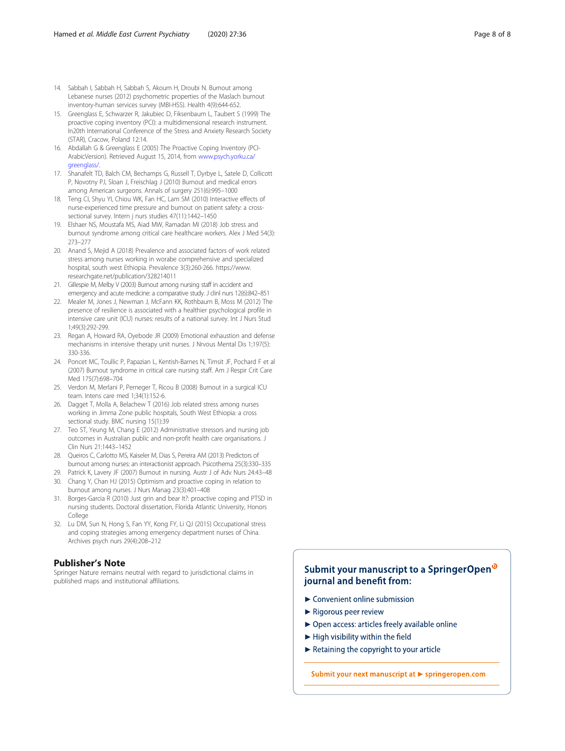14. Sabbah I, Sabbah H, Sabbah S, Akoum H, Droubi N. Burnout among Lebanese nurses (2012) psychometric properties of the Maslach burnout inventory-human services survey (MBI-HSS). Health 4(9):644-652.
15. Greenglass E, Schwarzer R, Jakubiec D, Fiksenbaum L, Taubert S (1999) The proactive coping inventory (PCI): a multidimensional research instrument. In20th International Conference of the Stress and Anxiety Research Society (STAR), Cracow, Poland 12:14.
16. Abdallah G & Greenglass E (2005) The Proactive Coping Inventory (PCI-ArabicVersion). Retrieved August 15, 2014, from www.psych.yorku.ca/greenglass/.
17. Shanafelt TD, Balch CM, Bechamps G, Russell T, Dyrbye L, Satele D, Collicott P, Novotny PJ, Sloan J, Freischlag J (2010) Burnout and medical errors among American surgeons. Annals of surgery 251(6):995–1000
18. Teng CI, Shyu YI, Chiou WK, Fan HC, Lam SM (2010) Interactive effects of nurse-experienced time pressure and burnout on patient safety: a cross-sectional survey. Intern j nurs studies 47(11):1442–1450
19. Elshaer NS, Moustafa MS, Aiad MW, Ramadan MI (2018) Job stress and burnout syndrome among critical care healthcare workers. Alex J Med 54(3): 273–277
20. Anand S, Mejid A (2018) Prevalence and associated factors of work related stress among nurses working in worabe comprehensive and specialized hospital, south west Ethiopia. Prevalence 3(3):260-266. https://www.researchgate.net/publication/328214011
21. Gillespie M, Melby V (2003) Burnout among nursing staff in accident and emergency and acute medicine: a comparative study. J clinl nurs 12(6):842–851
22. Mealer M, Jones J, Newman J, McFann KK, Rothbaum B, Moss M (2012) The presence of resilience is associated with a healthier psychological profile in intensive care unit (ICU) nurses: results of a national survey. Int J Nurs Stud 1;49(3):292-299.
23. Regan A, Howard RA, Oyebode JR (2009) Emotional exhaustion and defense mechanisms in intensive therapy unit nurses. J Nrvous Mental Dis 1;197(5): 330-336.
24. Poncet MC, Toullic P, Papazian L, Kentish-Barnes N, Timsit JF, Pochard F et al (2007) Burnout syndrome in critical care nursing staff. Am J Respir Crit Care Med 175(7):698–704
25. Verdon M, Merlani P, Perneger T, Ricou B (2008) Burnout in a surgical ICU team. Intens care med 1;34(1):152-6.
26. Dagget T, Molla A, Belachew T (2016) Job related stress among nurses working in Jimma Zone public hospitals, South West Ethiopia: a cross sectional study. BMC nursing 15(1):39
27. Teo ST, Yeung M, Chang E (2012) Administrative stressors and nursing job outcomes in Australian public and non-profit health care organisations. J Clin Nurs 21:1443–1452
28. Queiros C, Carlotto MS, Kaiseler M, Dias S, Pereira AM (2013) Predictors of burnout among nurses: an interactionist approach. Psicothema 25(3):330–335
29. Patrick K, Lavery JF (2007) Burnout in nursing. Austr J of Adv Nurs 24:43–48
30. Chang Y, Chan HJ (2015) Optimism and proactive coping in relation to burnout among nurses. J Nurs Manag 23(3):401–408
31. Borges-Garcia R (2010) Just grin and bear It?: proactive coping and PTSD in nursing students. Doctoral dissertation, Florida Atlantic University, Honors College
32. Lu DM, Sun N, Hong S, Fan YY, Kong FY, Li QJ (2015) Occupational stress and coping strategies among emergency department nurses of China. Archives psych nurs 29(4):208–212

## Publisher's Note

Springer Nature remains neutral with regard to jurisdictional claims in published maps and institutional affiliations.

**Submit your manuscript to a SpringerOpen journal and benefit from:**

- ► Convenient online submission
- ► Rigorous peer review
- ► Open access: articles freely available online
- ► High visibility within the field
- ► Retaining the copyright to your article

**Submit your next manuscript at ► springeropen.com**